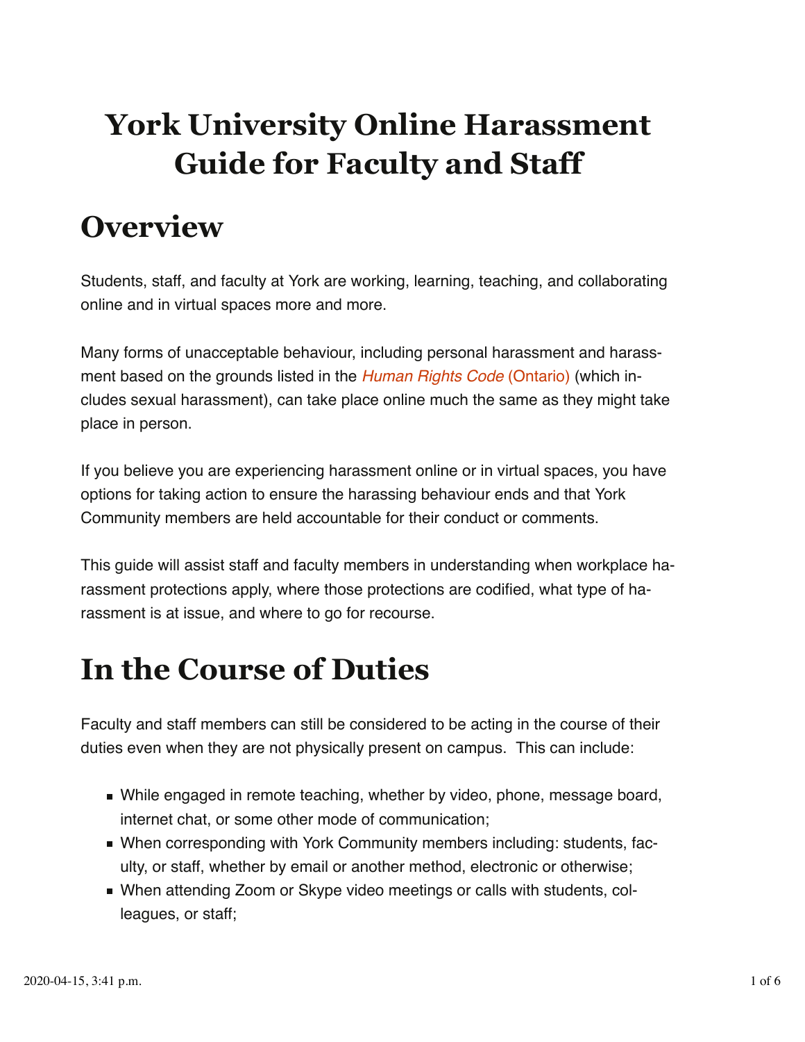# York University Online Harassment Guide for Faculty and Staff

## Overview

Students, staff, and faculty at York are working, learning, teaching, and collaborating online and in virtual spaces more and more.

Many forms of unacceptable behaviour, including personal harassment and harassment based on the grounds listed in the *Human Rights Code* (Ontario) (which includes sexual harassment), can take place online much the same as they might take place in person.

If you believe you are experiencing harassment online or in virtual spaces, you have options for taking action to ensure the harassing behaviour ends and that York Community members are held accountable for their conduct or comments.

This guide will assist staff and faculty members in understanding when workplace harassment protections apply, where those protections are codified, what type of harassment is at issue, and where to go for recourse.

## In the Course of Duties

Faculty and staff members can still be considered to be acting in the course of their duties even when they are not physically present on campus. This can include:

- While engaged in remote teaching, whether by video, phone, message board, internet chat, or some other mode of communication;
- When corresponding with York Community members including: students, faculty, or staff, whether by email or another method, electronic or otherwise;
- When attending Zoom or Skype video meetings or calls with students, colleagues, or staff;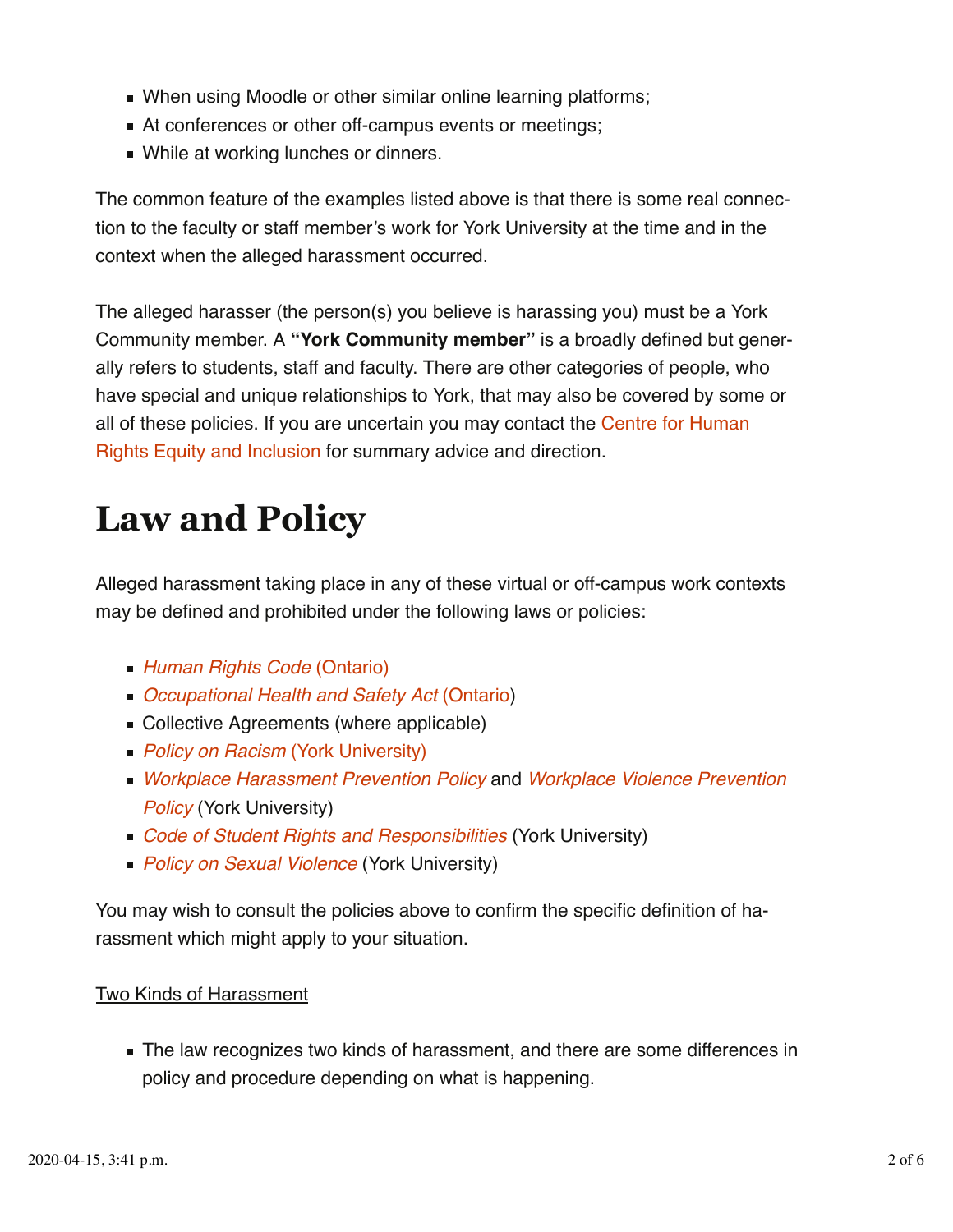- When using Moodle or other similar online learning platforms;
- At conferences or other off-campus events or meetings;
- While at working lunches or dinners.

The common feature of the examples listed above is that there is some real connection to the faculty or staff member's work for York University at the time and in the context when the alleged harassment occurred.

The alleged harasser (the person(s) you believe is harassing you) must be a York Community member. A **"York Community member"** is a broadly defined but generally refers to students, staff and faculty. There are other categories of people, who have special and unique relationships to York, that may also be covered by some or all of these policies. If you are uncertain you may contact the Centre for Human Rights Equity and Inclusion for summary advice and direction.

# Law and Policy

Alleged harassment taking place in any of these virtual or off-campus work contexts may be defined and prohibited under the following laws or policies:

- *Human Rights Code* (Ontario)
- *Occupational Health and Safety Act* (Ontario)
- Collective Agreements (where applicable)
- *Policy on Racism* (York University)
- *Workplace Harassment Prevention Policy* and *Workplace Violence Prevention Policy* (York University)
- *Code of Student Rights and Responsibilities* (York University)
- *Policy on Sexual Violence* (York University)

You may wish to consult the policies above to confirm the specific definition of harassment which might apply to your situation.

Two Kinds of Harassment

- The law recognizes two kinds of harassment, and there are some differences in policy and procedure depending on what is happening.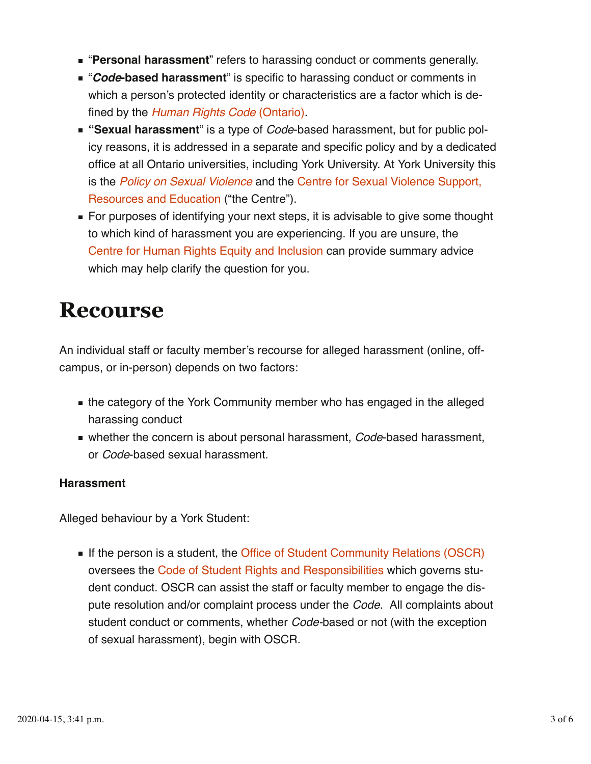- "**Personal harassment**" refers to harassing conduct or comments generally.
- "***Code*-based harassment**" is specific to harassing conduct or comments in which a person's protected identity or characteristics are a factor which is defined by the *Human Rights Code* (Ontario).
- **"Sexual harassment**" is a type of *Code*-based harassment, but for public policy reasons, it is addressed in a separate and specific policy and by a dedicated office at all Ontario universities, including York University. At York University this is the *Policy on Sexual Violence* and the Centre for Sexual Violence Support, Resources and Education ("the Centre").
- For purposes of identifying your next steps, it is advisable to give some thought to which kind of harassment you are experiencing. If you are unsure, the Centre for Human Rights Equity and Inclusion can provide summary advice which may help clarify the question for you.

# Recourse

An individual staff or faculty member's recourse for alleged harassment (online, off-campus, or in-person) depends on two factors:

- the category of the York Community member who has engaged in the alleged harassing conduct
- whether the concern is about personal harassment, *Code*-based harassment, or *Code*-based sexual harassment.

**Harassment**

Alleged behaviour by a York Student:

- If the person is a student, the Office of Student Community Relations (OSCR) oversees the Code of Student Rights and Responsibilities which governs student conduct. OSCR can assist the staff or faculty member to engage the dispute resolution and/or complaint process under the *Code*. All complaints about student conduct or comments, whether *Code*-based or not (with the exception of sexual harassment), begin with OSCR.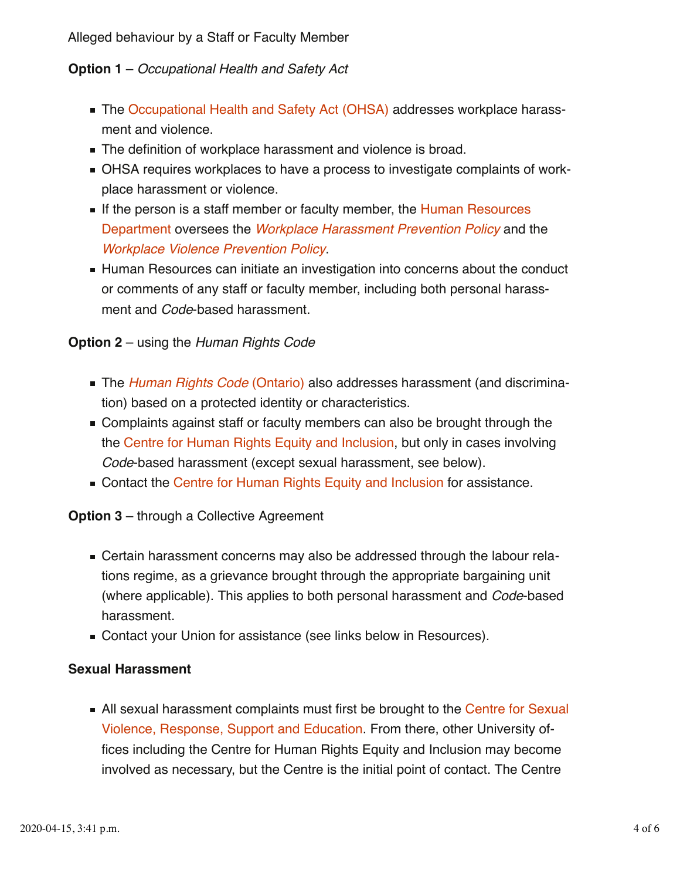Alleged behaviour by a Staff or Faculty Member

**Option 1** – *Occupational Health and Safety Act*

- The Occupational Health and Safety Act (OHSA) addresses workplace harassment and violence.
- The definition of workplace harassment and violence is broad.
- OHSA requires workplaces to have a process to investigate complaints of workplace harassment or violence.
- If the person is a staff member or faculty member, the Human Resources Department oversees the *Workplace Harassment Prevention Policy* and the *Workplace Violence Prevention Policy*.
- Human Resources can initiate an investigation into concerns about the conduct or comments of any staff or faculty member, including both personal harassment and *Code*-based harassment.

**Option 2** – using the *Human Rights Code*

- The *Human Rights Code* (Ontario) also addresses harassment (and discrimination) based on a protected identity or characteristics.
- Complaints against staff or faculty members can also be brought through the the Centre for Human Rights Equity and Inclusion, but only in cases involving *Code*-based harassment (except sexual harassment, see below).
- Contact the Centre for Human Rights Equity and Inclusion for assistance.

**Option 3** – through a Collective Agreement

- Certain harassment concerns may also be addressed through the labour relations regime, as a grievance brought through the appropriate bargaining unit (where applicable). This applies to both personal harassment and *Code*-based harassment.
- Contact your Union for assistance (see links below in Resources).

**Sexual Harassment**

- All sexual harassment complaints must first be brought to the Centre for Sexual Violence, Response, Support and Education. From there, other University offices including the Centre for Human Rights Equity and Inclusion may become involved as necessary, but the Centre is the initial point of contact. The Centre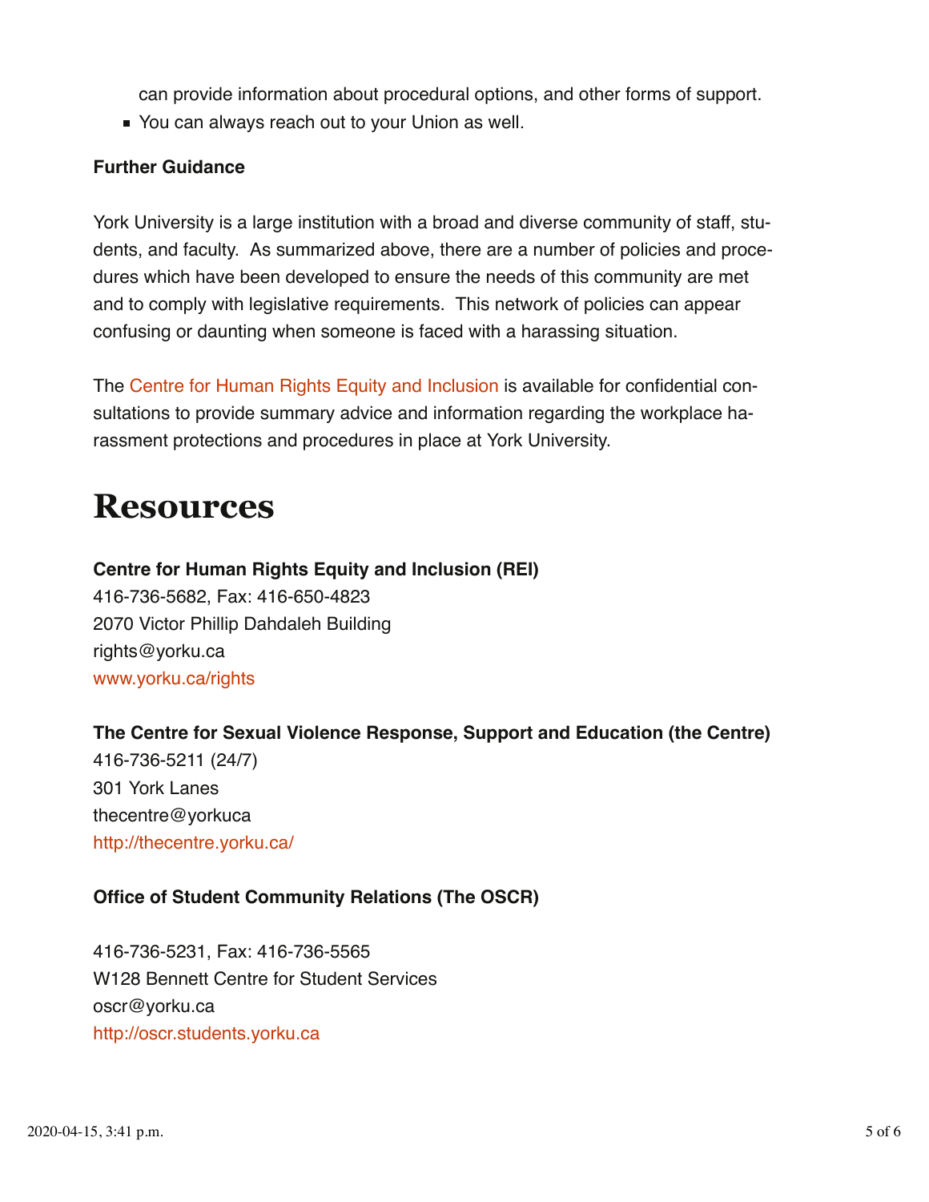can provide information about procedural options, and other forms of support.

- You can always reach out to your Union as well.

**Further Guidance**

York University is a large institution with a broad and diverse community of staff, students, and faculty. As summarized above, there are a number of policies and procedures which have been developed to ensure the needs of this community are met and to comply with legislative requirements. This network of policies can appear confusing or daunting when someone is faced with a harassing situation.

The Centre for Human Rights Equity and Inclusion is available for confidential consultations to provide summary advice and information regarding the workplace harassment protections and procedures in place at York University.

# Resources

**Centre for Human Rights Equity and Inclusion (REI)**
416-736-5682, Fax: 416-650-4823
2070 Victor Phillip Dahdaleh Building
rights@yorku.ca
www.yorku.ca/rights

**The Centre for Sexual Violence Response, Support and Education (the Centre)**
416-736-5211 (24/7)
301 York Lanes
thecentre@yorkuca
http://thecentre.yorku.ca/

**Office of Student Community Relations (The OSCR)**

416-736-5231, Fax: 416-736-5565
W128 Bennett Centre for Student Services
oscr@yorku.ca
http://oscr.students.yorku.ca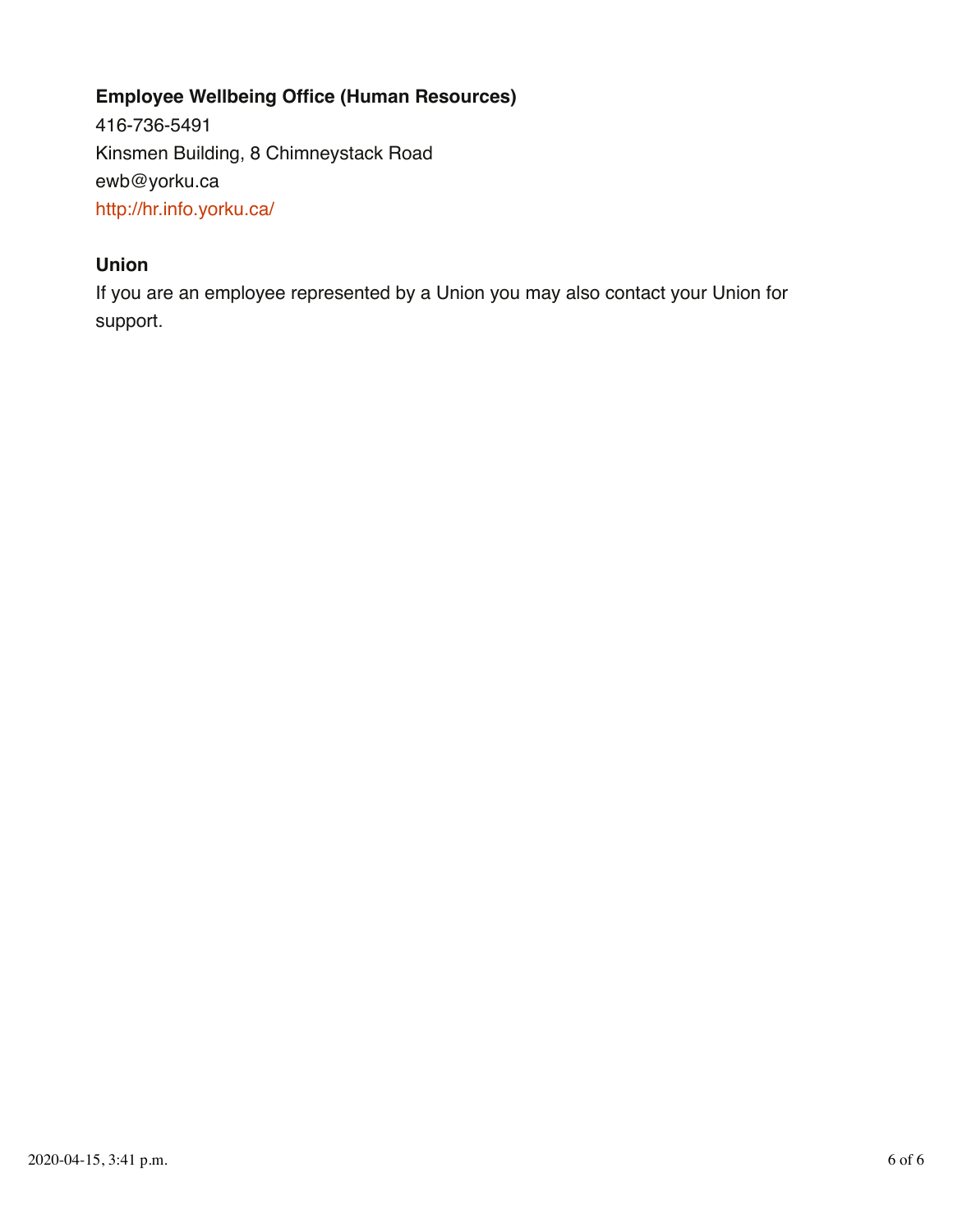**Employee Wellbeing Office (Human Resources)**
416-736-5491
Kinsmen Building, 8 Chimneystack Road
ewb@yorku.ca
http://hr.info.yorku.ca/

**Union**

If you are an employee represented by a Union you may also contact your Union for support.